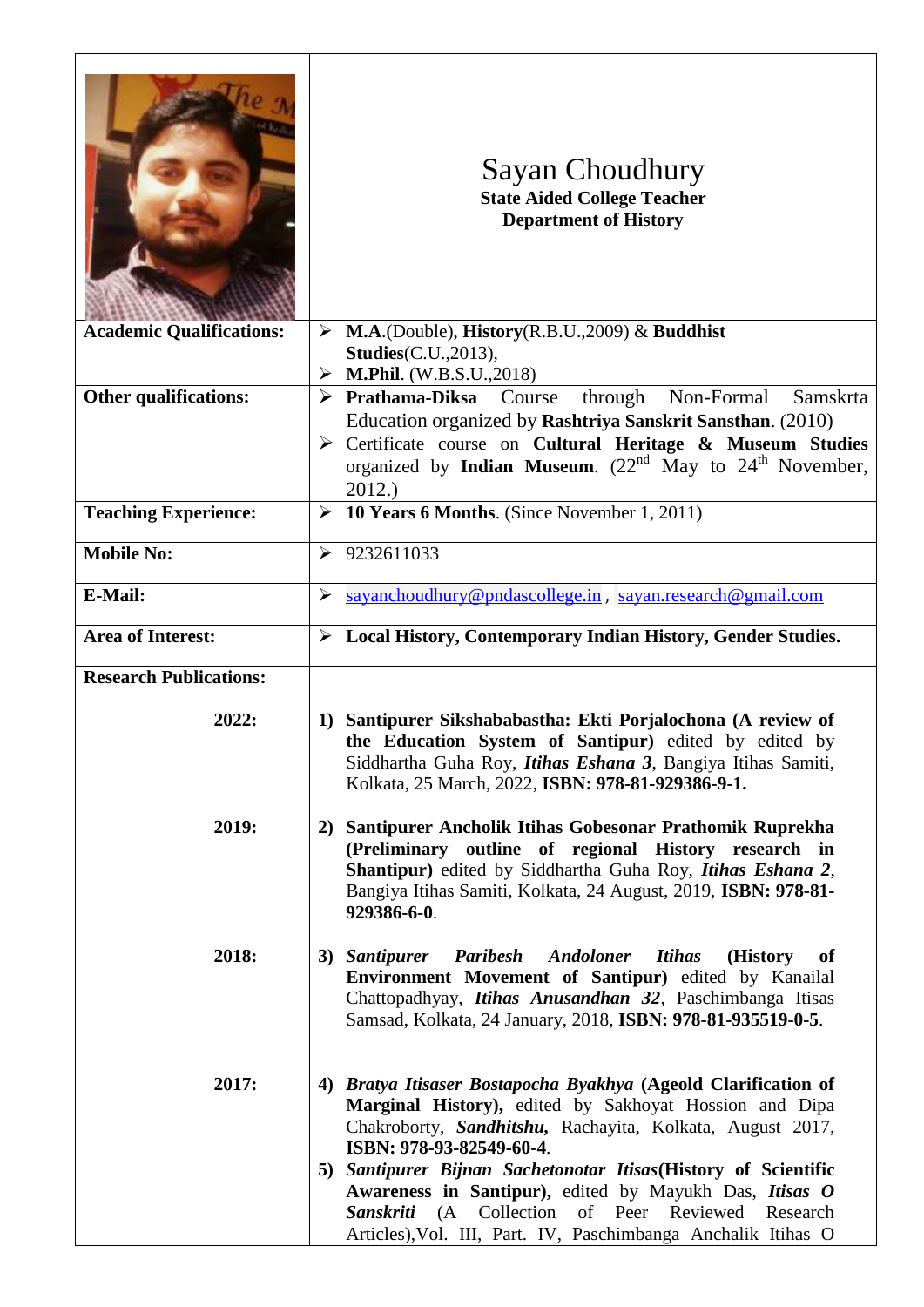# Sayan Choudhury

**State Aided College Teacher**
**Department of History**

| | |
|---|---|
| **Academic Qualifications:** | ➢ **M.A**.(Double), **History**(R.B.U.,2009) & **Buddhist Studies**(C.U.,2013),<br>➢ **M.Phil**. (W.B.S.U.,2018) |
| **Other qualifications:** | ➢ **Prathama-Diksa** Course through Non-Formal Samskrta Education organized by **Rashtriya Sanskrit Sansthan**. (2010)<br>➢ Certificate course on **Cultural Heritage & Museum Studies** organized by **Indian Museum**. (22nd May to 24th November, 2012.) |
| **Teaching Experience:** | ➢ **10 Years 6 Months**. (Since November 1, 2011) |
| **Mobile No:** | ➢ 9232611033 |
| **E-Mail:** | ➢ sayanchoudhury@pndascollege.in , sayan.research@gmail.com |
| **Area of Interest:** | ➢ **Local History, Contemporary Indian History, Gender Studies.** |
| **Research Publications:** | |
| **2022:** | 1) **Santipurer Sikshababastha: Ekti Porjalochona (A review of the Education System of Santipur)** edited by edited by Siddhartha Guha Roy, ***Itihas Eshana 3***, Bangiya Itihas Samiti, Kolkata, 25 March, 2022, **ISBN: 978-81-929386-9-1.** |
| **2019:** | 2) **Santipurer Ancholik Itihas Gobesonar Prathomik Ruprekha (Preliminary outline of regional History research in Shantipur)** edited by Siddhartha Guha Roy, ***Itihas Eshana 2***, Bangiya Itihas Samiti, Kolkata, 24 August, 2019, **ISBN: 978-81-929386-6-0**. |
| **2018:** | 3) ***Santipurer Paribesh Andoloner Itihas* (History of Environment Movement of Santipur)** edited by Kanailal Chattopadhyay, ***Itihas Anusandhan 32***, Paschimbanga Itisas Samsad, Kolkata, 24 January, 2018, **ISBN: 978-81-935519-0-5**. |
| **2017:** | 4) ***Bratya Itisaser Bostapocha Byakhya* (Ageold Clarification of Marginal History),** edited by Sakhoyat Hossion and Dipa Chakroborty, ***Sandhitshu,*** Rachayita, Kolkata, August 2017, **ISBN: 978-93-82549-60-4**.<br>5) ***Santipurer Bijnan Sachetonotar Itisas*(History of Scientific Awareness in Santipur),** edited by Mayukh Das, ***Itisas O Sanskriti*** (A Collection of Peer Reviewed Research Articles),Vol. III, Part. IV, Paschimbanga Anchalik Itihas O |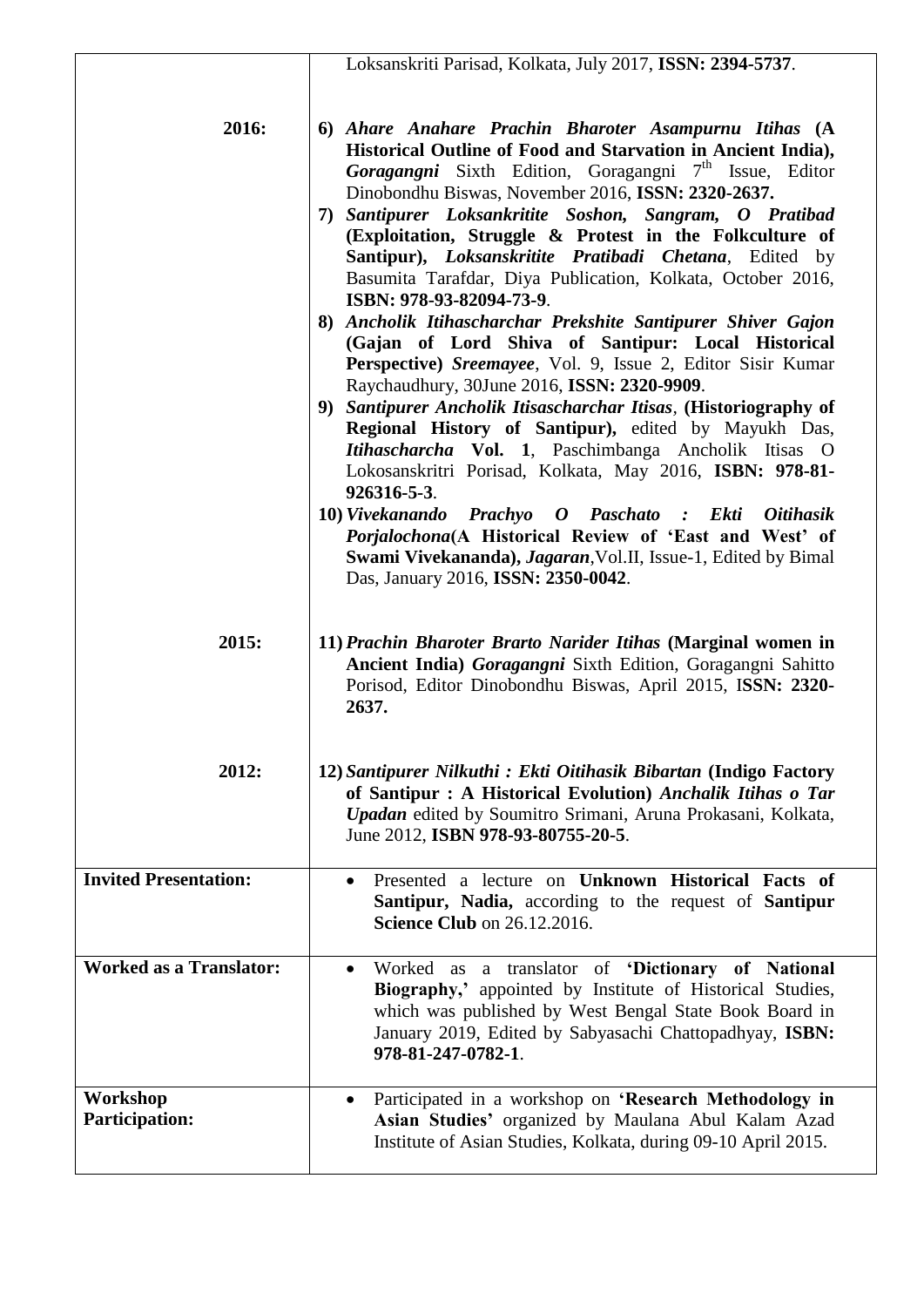| | |
|---|---|
| | Loksanskriti Parisad, Kolkata, July 2017, **ISSN: 2394-5737**. |
| **2016:** | 6) ***Ahare Anahare Prachin Bharoter Asampurnu Itihas* (A Historical Outline of Food and Starvation in Ancient India),** ***Goragangni*** Sixth Edition, Goragangni 7th Issue, Editor Dinobondhu Biswas, November 2016, **ISSN: 2320-2637.**<br>7) ***Santipurer Loksankritite Soshon, Sangram, O Pratibad* (Exploitation, Struggle & Protest in the Folkculture of Santipur),** ***Loksanskritite Pratibadi Chetana***, Edited by Basumita Tarafdar, Diya Publication, Kolkata, October 2016, **ISBN: 978-93-82094-73-9**.<br>8) ***Ancholik Itihascharchar Prekshite Santipurer Shiver Gajon* (Gajan of Lord Shiva of Santipur: Local Historical Perspective)** ***Sreemayee***, Vol. 9, Issue 2, Editor Sisir Kumar Raychaudhury, 30June 2016, **ISSN: 2320-9909**.<br>9) ***Santipurer Ancholik Itisascharchar Itisas***, **(Historiography of Regional History of Santipur),** edited by Mayukh Das, ***Itihascharcha* Vol. 1**, Paschimbanga Ancholik Itisas O Lokosanskritri Porisad, Kolkata, May 2016, **ISBN: 978-81-926316-5-3**.<br>10) ***Vivekanando Prachyo O Paschato : Ekti Oitihasik Porjalochona*(A Historical Review of 'East and West' of Swami Vivekananda),** ***Jagaran***,Vol.II, Issue-1, Edited by Bimal Das, January 2016, **ISSN: 2350-0042**. |
| **2015:** | 11) ***Prachin Bharoter Brarto Narider Itihas*** **(Marginal women in Ancient India)** ***Goragangni*** Sixth Edition, Goragangni Sahitto Porisod, Editor Dinobondhu Biswas, April 2015, **ISSN: 2320-2637.** |
| **2012:** | 12) ***Santipurer Nilkuthi : Ekti Oitihasik Bibartan*** **(Indigo Factory of Santipur : A Historical Evolution)** ***Anchalik Itihas o Tar Upadan*** edited by Soumitro Srimani, Aruna Prokasani, Kolkata, June 2012, **ISBN 978-93-80755-20-5**. |
| **Invited Presentation:** | • Presented a lecture on **Unknown Historical Facts of Santipur, Nadia,** according to the request of **Santipur Science Club** on 26.12.2016. |
| **Worked as a Translator:** | • Worked as a translator of **'Dictionary of National Biography,'** appointed by Institute of Historical Studies, which was published by West Bengal State Book Board in January 2019, Edited by Sabyasachi Chattopadhyay, **ISBN: 978-81-247-0782-1**. |
| **Workshop Participation:** | • Participated in a workshop on **'Research Methodology in Asian Studies'** organized by Maulana Abul Kalam Azad Institute of Asian Studies, Kolkata, during 09-10 April 2015. |